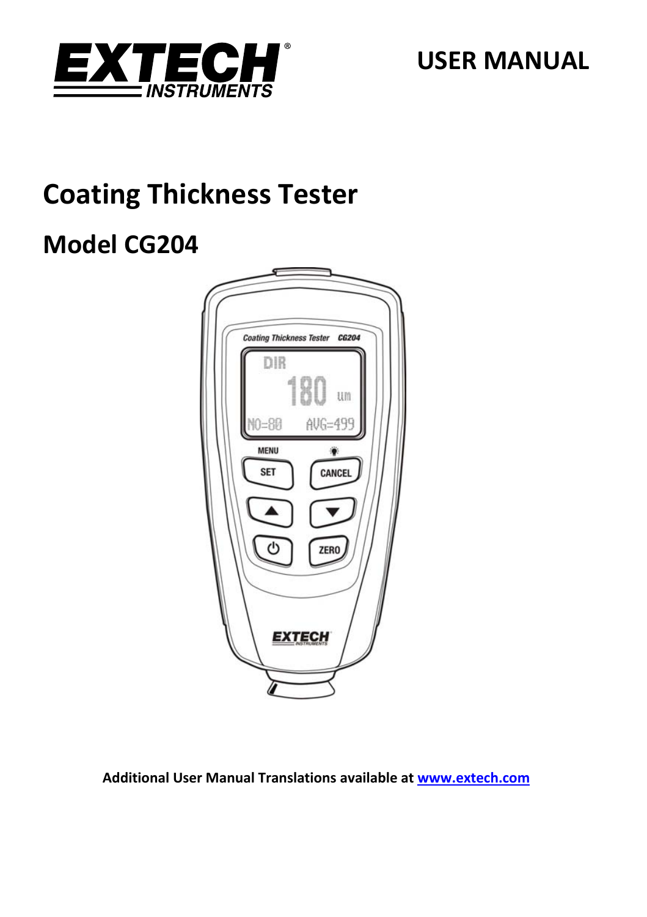# USER MANUAL

# Coating Thickness Tester

## Model CG204

**Additional User Manual Translations available at [www.extech.com](www.extech.com)**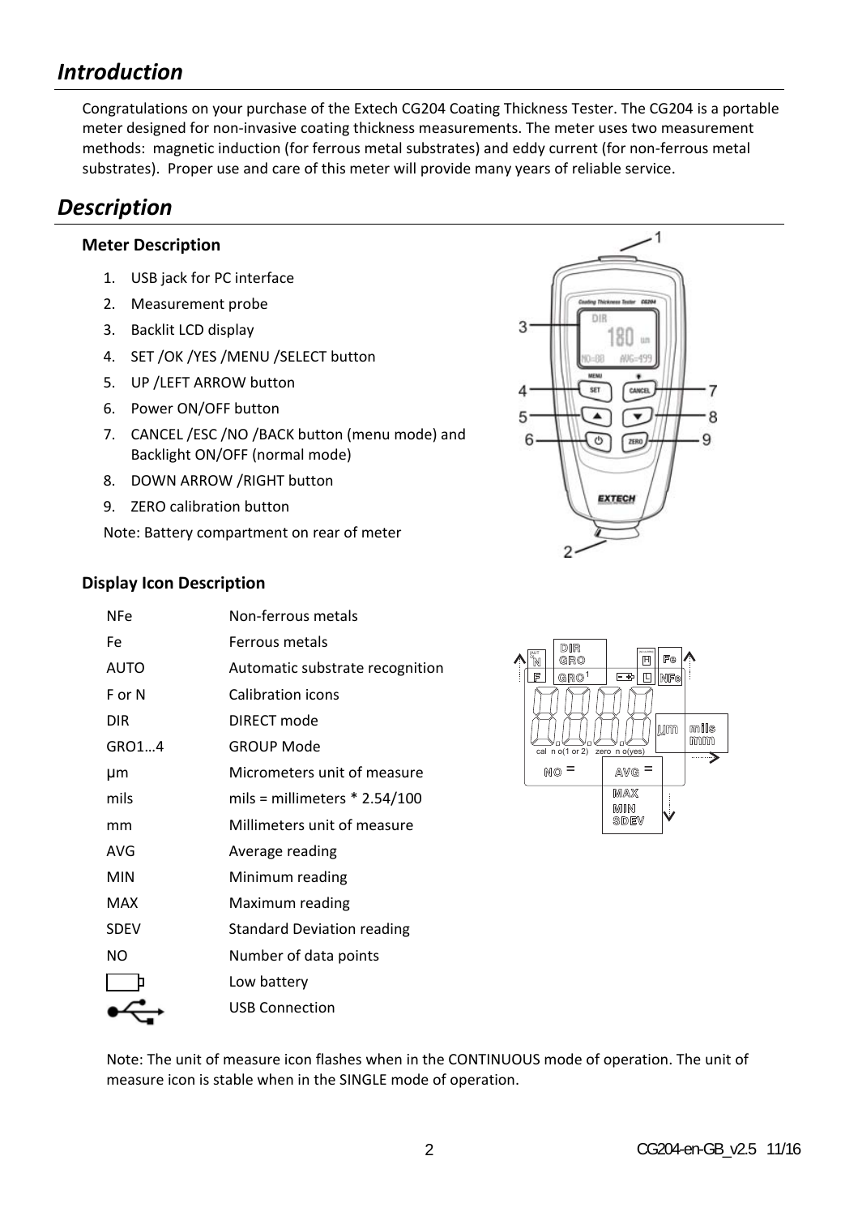## *Introduction*

Congratulations on your purchase of the Extech CG204 Coating Thickness Tester. The CG204 is a portable meter designed for non-invasive coating thickness measurements. The meter uses two measurement methods: magnetic induction (for ferrous metal substrates) and eddy current (for non-ferrous metal substrates). Proper use and care of this meter will provide many years of reliable service.

## *Description*

### Meter Description

1. USB jack for PC interface
2. Measurement probe
3. Backlit LCD display
4. SET /OK /YES /MENU /SELECT button
5. UP /LEFT ARROW button
6. Power ON/OFF button
7. CANCEL /ESC /NO /BACK button (menu mode) and Backlight ON/OFF (normal mode)
8. DOWN ARROW /RIGHT button
9. ZERO calibration button

Note: Battery compartment on rear of meter

### Display Icon Description

| | |
|---|---|
| NFe | Non-ferrous metals |
| Fe | Ferrous metals |
| AUTO | Automatic substrate recognition |
| F or N | Calibration icons |
| DIR | DIRECT mode |
| GRO1…4 | GROUP Mode |
| µm | Micrometers unit of measure |
| mils | mils = millimeters * 2.54/100 |
| mm | Millimeters unit of measure |
| AVG | Average reading |
| MIN | Minimum reading |
| MAX | Maximum reading |
| SDEV | Standard Deviation reading |
| NO | Number of data points |
| (battery icon) | Low battery |
| (USB icon) | USB Connection |

Note: The unit of measure icon flashes when in the CONTINUOUS mode of operation. The unit of measure icon is stable when in the SINGLE mode of operation.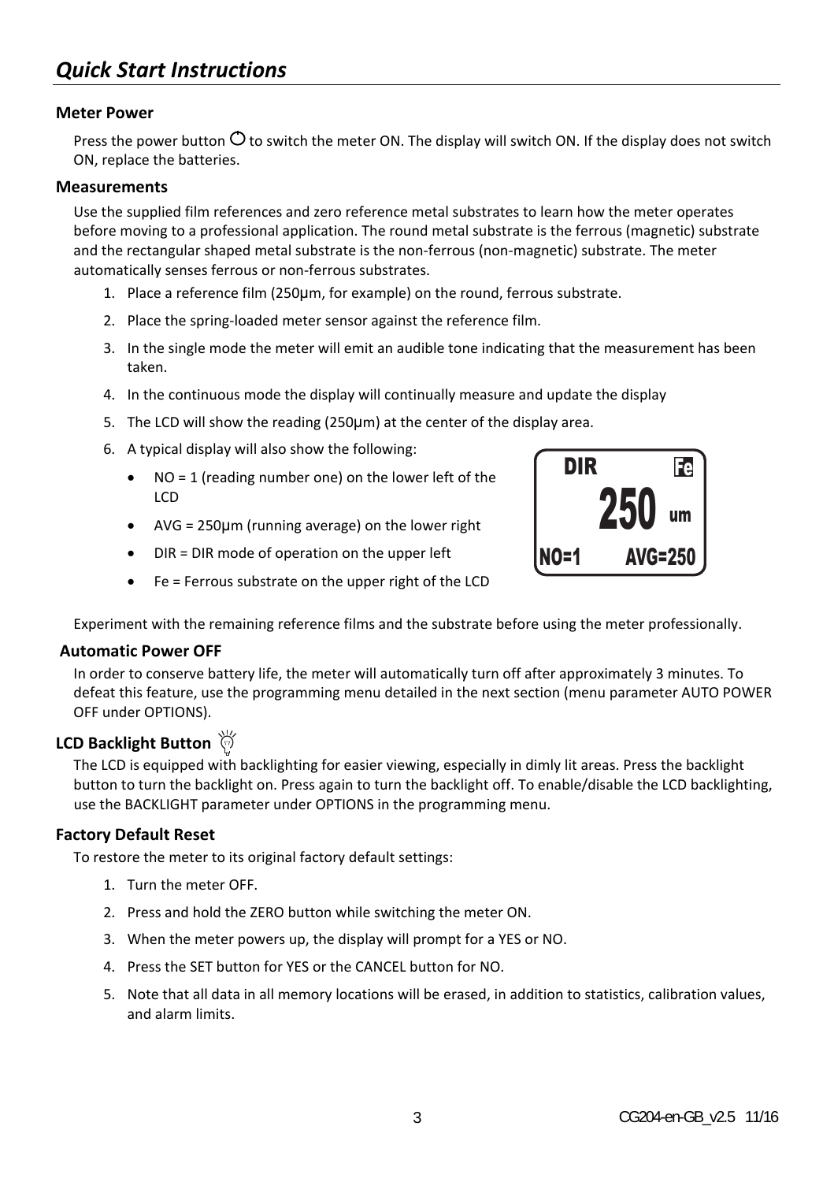# *Quick Start Instructions*

### Meter Power

Press the power button ⏻ to switch the meter ON. The display will switch ON. If the display does not switch ON, replace the batteries.

### Measurements

Use the supplied film references and zero reference metal substrates to learn how the meter operates before moving to a professional application. The round metal substrate is the ferrous (magnetic) substrate and the rectangular shaped metal substrate is the non-ferrous (non-magnetic) substrate. The meter automatically senses ferrous or non-ferrous substrates.

1. Place a reference film (250µm, for example) on the round, ferrous substrate.
2. Place the spring-loaded meter sensor against the reference film.
3. In the single mode the meter will emit an audible tone indicating that the measurement has been taken.
4. In the continuous mode the display will continually measure and update the display
5. The LCD will show the reading (250µm) at the center of the display area.
6. A typical display will also show the following:
   - NO = 1 (reading number one) on the lower left of the LCD
   - AVG = 250µm (running average) on the lower right
   - DIR = DIR mode of operation on the upper left
   - Fe = Ferrous substrate on the upper right of the LCD

DIR Fe
250 um
NO=1 AVG=250

Experiment with the remaining reference films and the substrate before using the meter professionally.

### Automatic Power OFF

In order to conserve battery life, the meter will automatically turn off after approximately 3 minutes. To defeat this feature, use the programming menu detailed in the next section (menu parameter AUTO POWER OFF under OPTIONS).

### LCD Backlight Button

The LCD is equipped with backlighting for easier viewing, especially in dimly lit areas. Press the backlight button to turn the backlight on. Press again to turn the backlight off. To enable/disable the LCD backlighting, use the BACKLIGHT parameter under OPTIONS in the programming menu.

### Factory Default Reset

To restore the meter to its original factory default settings:

1. Turn the meter OFF.
2. Press and hold the ZERO button while switching the meter ON.
3. When the meter powers up, the display will prompt for a YES or NO.
4. Press the SET button for YES or the CANCEL button for NO.
5. Note that all data in all memory locations will be erased, in addition to statistics, calibration values, and alarm limits.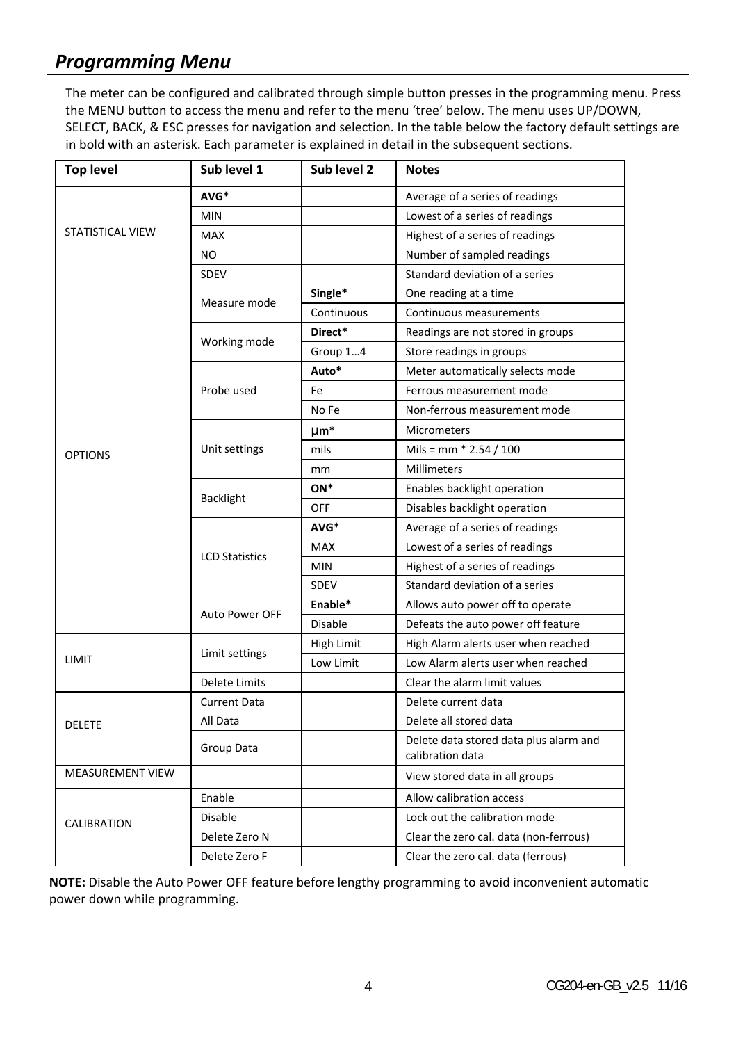## *Programming Menu*

The meter can be configured and calibrated through simple button presses in the programming menu. Press the MENU button to access the menu and refer to the menu 'tree' below. The menu uses UP/DOWN, SELECT, BACK, & ESC presses for navigation and selection. In the table below the factory default settings are in bold with an asterisk. Each parameter is explained in detail in the subsequent sections.

| Top level | Sub level 1 | Sub level 2 | Notes |
|---|---|---|---|
| STATISTICAL VIEW | **AVG*** | | Average of a series of readings |
| | MIN | | Lowest of a series of readings |
| | MAX | | Highest of a series of readings |
| | NO | | Number of sampled readings |
| | SDEV | | Standard deviation of a series |
| OPTIONS | Measure mode | **Single*** | One reading at a time |
| | | Continuous | Continuous measurements |
| | Working mode | **Direct*** | Readings are not stored in groups |
| | | Group 1…4 | Store readings in groups |
| | Probe used | **Auto*** | Meter automatically selects mode |
| | | Fe | Ferrous measurement mode |
| | | No Fe | Non-ferrous measurement mode |
| | Unit settings | **µm*** | Micrometers |
| | | mils | Mils = mm * 2.54 / 100 |
| | | mm | Millimeters |
| | Backlight | **ON*** | Enables backlight operation |
| | | OFF | Disables backlight operation |
| | LCD Statistics | **AVG*** | Average of a series of readings |
| | | MAX | Lowest of a series of readings |
| | | MIN | Highest of a series of readings |
| | | SDEV | Standard deviation of a series |
| | Auto Power OFF | **Enable*** | Allows auto power off to operate |
| | | Disable | Defeats the auto power off feature |
| LIMIT | Limit settings | High Limit | High Alarm alerts user when reached |
| | | Low Limit | Low Alarm alerts user when reached |
| | Delete Limits | | Clear the alarm limit values |
| DELETE | Current Data | | Delete current data |
| | All Data | | Delete all stored data |
| | Group Data | | Delete data stored data plus alarm and calibration data |
| MEASUREMENT VIEW | | | View stored data in all groups |
| CALIBRATION | Enable | | Allow calibration access |
| | Disable | | Lock out the calibration mode |
| | Delete Zero N | | Clear the zero cal. data (non-ferrous) |
| | Delete Zero F | | Clear the zero cal. data (ferrous) |

**NOTE:** Disable the Auto Power OFF feature before lengthy programming to avoid inconvenient automatic power down while programming.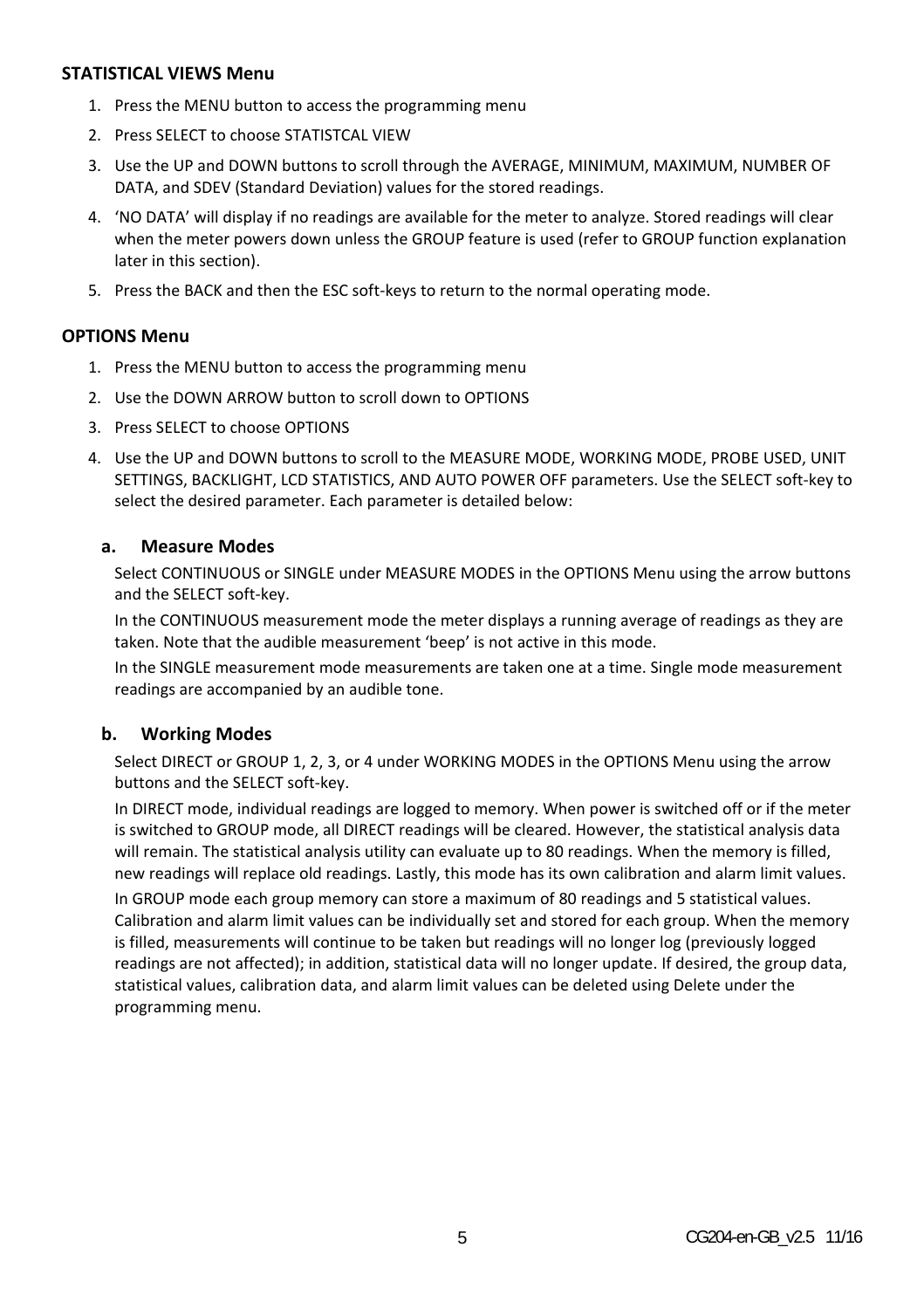**STATISTICAL VIEWS Menu**

1. Press the MENU button to access the programming menu
2. Press SELECT to choose STATISTCAL VIEW
3. Use the UP and DOWN buttons to scroll through the AVERAGE, MINIMUM, MAXIMUM, NUMBER OF DATA, and SDEV (Standard Deviation) values for the stored readings.
4. 'NO DATA' will display if no readings are available for the meter to analyze. Stored readings will clear when the meter powers down unless the GROUP feature is used (refer to GROUP function explanation later in this section).
5. Press the BACK and then the ESC soft-keys to return to the normal operating mode.

**OPTIONS Menu**

1. Press the MENU button to access the programming menu
2. Use the DOWN ARROW button to scroll down to OPTIONS
3. Press SELECT to choose OPTIONS
4. Use the UP and DOWN buttons to scroll to the MEASURE MODE, WORKING MODE, PROBE USED, UNIT SETTINGS, BACKLIGHT, LCD STATISTICS, AND AUTO POWER OFF parameters. Use the SELECT soft-key to select the desired parameter. Each parameter is detailed below:

**a. Measure Modes**

Select CONTINUOUS or SINGLE under MEASURE MODES in the OPTIONS Menu using the arrow buttons and the SELECT soft-key.

In the CONTINUOUS measurement mode the meter displays a running average of readings as they are taken. Note that the audible measurement 'beep' is not active in this mode.

In the SINGLE measurement mode measurements are taken one at a time. Single mode measurement readings are accompanied by an audible tone.

**b. Working Modes**

Select DIRECT or GROUP 1, 2, 3, or 4 under WORKING MODES in the OPTIONS Menu using the arrow buttons and the SELECT soft-key.

In DIRECT mode, individual readings are logged to memory. When power is switched off or if the meter is switched to GROUP mode, all DIRECT readings will be cleared. However, the statistical analysis data will remain. The statistical analysis utility can evaluate up to 80 readings. When the memory is filled, new readings will replace old readings. Lastly, this mode has its own calibration and alarm limit values.

In GROUP mode each group memory can store a maximum of 80 readings and 5 statistical values. Calibration and alarm limit values can be individually set and stored for each group. When the memory is filled, measurements will continue to be taken but readings will no longer log (previously logged readings are not affected); in addition, statistical data will no longer update. If desired, the group data, statistical values, calibration data, and alarm limit values can be deleted using Delete under the programming menu.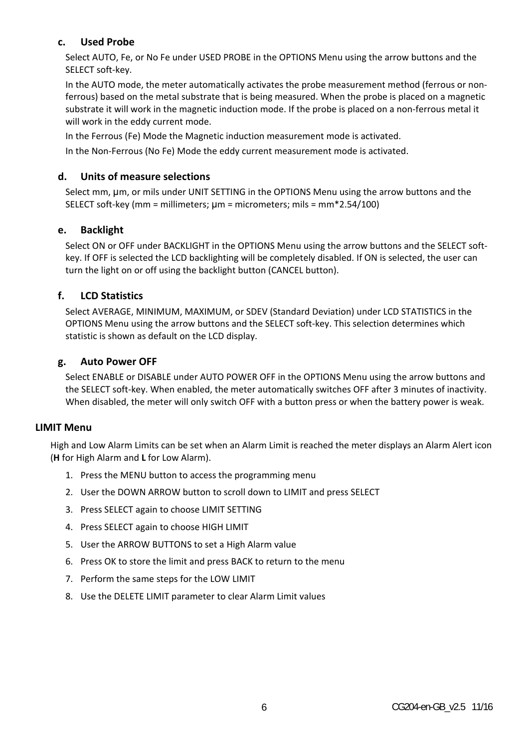### c. Used Probe

Select AUTO, Fe, or No Fe under USED PROBE in the OPTIONS Menu using the arrow buttons and the SELECT soft-key.

In the AUTO mode, the meter automatically activates the probe measurement method (ferrous or non-ferrous) based on the metal substrate that is being measured. When the probe is placed on a magnetic substrate it will work in the magnetic induction mode. If the probe is placed on a non-ferrous metal it will work in the eddy current mode.

In the Ferrous (Fe) Mode the Magnetic induction measurement mode is activated.

In the Non-Ferrous (No Fe) Mode the eddy current measurement mode is activated.

### d. Units of measure selections

Select mm, µm, or mils under UNIT SETTING in the OPTIONS Menu using the arrow buttons and the SELECT soft-key (mm = millimeters; µm = micrometers; mils = mm*2.54/100)

### e. Backlight

Select ON or OFF under BACKLIGHT in the OPTIONS Menu using the arrow buttons and the SELECT soft-key. If OFF is selected the LCD backlighting will be completely disabled. If ON is selected, the user can turn the light on or off using the backlight button (CANCEL button).

### f. LCD Statistics

Select AVERAGE, MINIMUM, MAXIMUM, or SDEV (Standard Deviation) under LCD STATISTICS in the OPTIONS Menu using the arrow buttons and the SELECT soft-key. This selection determines which statistic is shown as default on the LCD display.

### g. Auto Power OFF

Select ENABLE or DISABLE under AUTO POWER OFF in the OPTIONS Menu using the arrow buttons and the SELECT soft-key. When enabled, the meter automatically switches OFF after 3 minutes of inactivity. When disabled, the meter will only switch OFF with a button press or when the battery power is weak.

## LIMIT Menu

High and Low Alarm Limits can be set when an Alarm Limit is reached the meter displays an Alarm Alert icon (**H** for High Alarm and **L** for Low Alarm).

1. Press the MENU button to access the programming menu
2. User the DOWN ARROW button to scroll down to LIMIT and press SELECT
3. Press SELECT again to choose LIMIT SETTING
4. Press SELECT again to choose HIGH LIMIT
5. User the ARROW BUTTONS to set a High Alarm value
6. Press OK to store the limit and press BACK to return to the menu
7. Perform the same steps for the LOW LIMIT
8. Use the DELETE LIMIT parameter to clear Alarm Limit values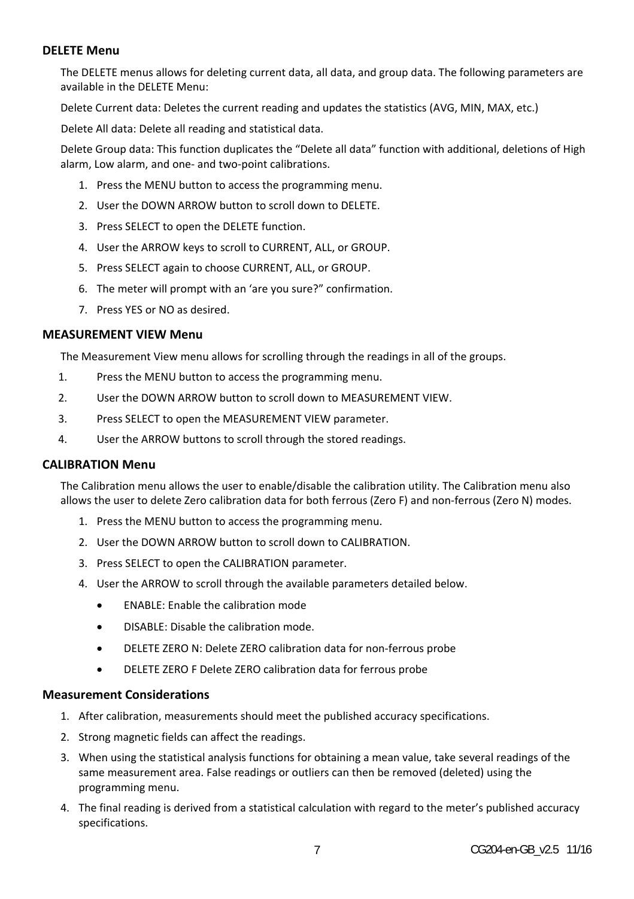## DELETE Menu

The DELETE menus allows for deleting current data, all data, and group data. The following parameters are available in the DELETE Menu:

Delete Current data: Deletes the current reading and updates the statistics (AVG, MIN, MAX, etc.)

Delete All data: Delete all reading and statistical data.

Delete Group data: This function duplicates the "Delete all data" function with additional, deletions of High alarm, Low alarm, and one- and two-point calibrations.

1. Press the MENU button to access the programming menu.
2. User the DOWN ARROW button to scroll down to DELETE.
3. Press SELECT to open the DELETE function.
4. User the ARROW keys to scroll to CURRENT, ALL, or GROUP.
5. Press SELECT again to choose CURRENT, ALL, or GROUP.
6. The meter will prompt with an 'are you sure?" confirmation.
7. Press YES or NO as desired.

## MEASUREMENT VIEW Menu

The Measurement View menu allows for scrolling through the readings in all of the groups.

1. Press the MENU button to access the programming menu.
2. User the DOWN ARROW button to scroll down to MEASUREMENT VIEW.
3. Press SELECT to open the MEASUREMENT VIEW parameter.
4. User the ARROW buttons to scroll through the stored readings.

## CALIBRATION Menu

The Calibration menu allows the user to enable/disable the calibration utility. The Calibration menu also allows the user to delete Zero calibration data for both ferrous (Zero F) and non-ferrous (Zero N) modes.

1. Press the MENU button to access the programming menu.
2. User the DOWN ARROW button to scroll down to CALIBRATION.
3. Press SELECT to open the CALIBRATION parameter.
4. User the ARROW to scroll through the available parameters detailed below.
   - ENABLE: Enable the calibration mode
   - DISABLE: Disable the calibration mode.
   - DELETE ZERO N: Delete ZERO calibration data for non-ferrous probe
   - DELETE ZERO F Delete ZERO calibration data for ferrous probe

## Measurement Considerations

1. After calibration, measurements should meet the published accuracy specifications.
2. Strong magnetic fields can affect the readings.
3. When using the statistical analysis functions for obtaining a mean value, take several readings of the same measurement area. False readings or outliers can then be removed (deleted) using the programming menu.
4. The final reading is derived from a statistical calculation with regard to the meter's published accuracy specifications.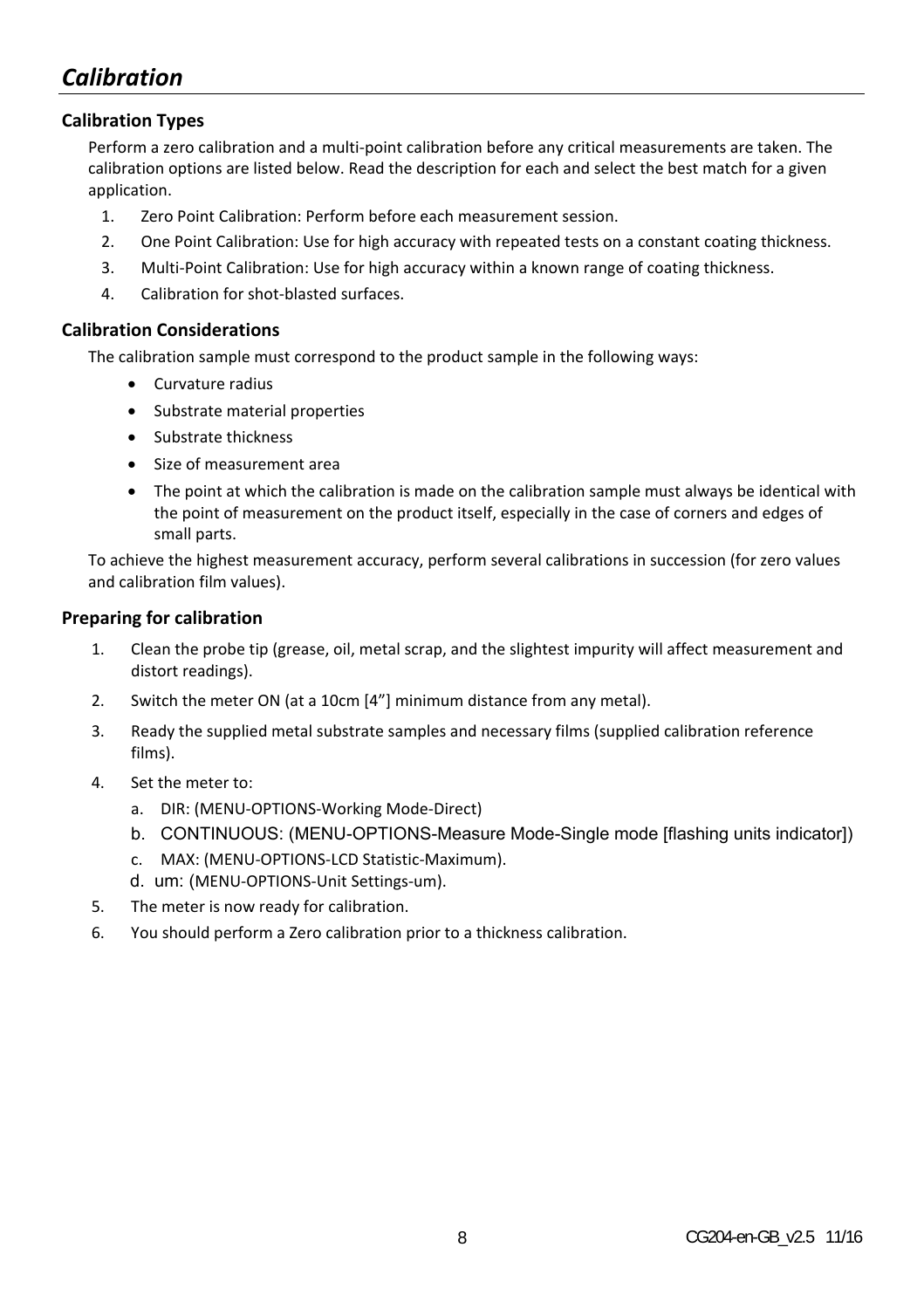# *Calibration*

### Calibration Types

Perform a zero calibration and a multi-point calibration before any critical measurements are taken. The calibration options are listed below. Read the description for each and select the best match for a given application.

1. Zero Point Calibration: Perform before each measurement session.
2. One Point Calibration: Use for high accuracy with repeated tests on a constant coating thickness.
3. Multi-Point Calibration: Use for high accuracy within a known range of coating thickness.
4. Calibration for shot-blasted surfaces.

### Calibration Considerations

The calibration sample must correspond to the product sample in the following ways:

- Curvature radius
- Substrate material properties
- Substrate thickness
- Size of measurement area
- The point at which the calibration is made on the calibration sample must always be identical with the point of measurement on the product itself, especially in the case of corners and edges of small parts.

To achieve the highest measurement accuracy, perform several calibrations in succession (for zero values and calibration film values).

### Preparing for calibration

1. Clean the probe tip (grease, oil, metal scrap, and the slightest impurity will affect measurement and distort readings).
2. Switch the meter ON (at a 10cm [4”] minimum distance from any metal).
3. Ready the supplied metal substrate samples and necessary films (supplied calibration reference films).
4. Set the meter to:
   a. DIR: (MENU-OPTIONS-Working Mode-Direct)
   b. CONTINUOUS: (MENU-OPTIONS-Measure Mode-Single mode [flashing units indicator])
   c. MAX: (MENU-OPTIONS-LCD Statistic-Maximum).
   d. um: (MENU-OPTIONS-Unit Settings-um).
5. The meter is now ready for calibration.
6. You should perform a Zero calibration prior to a thickness calibration.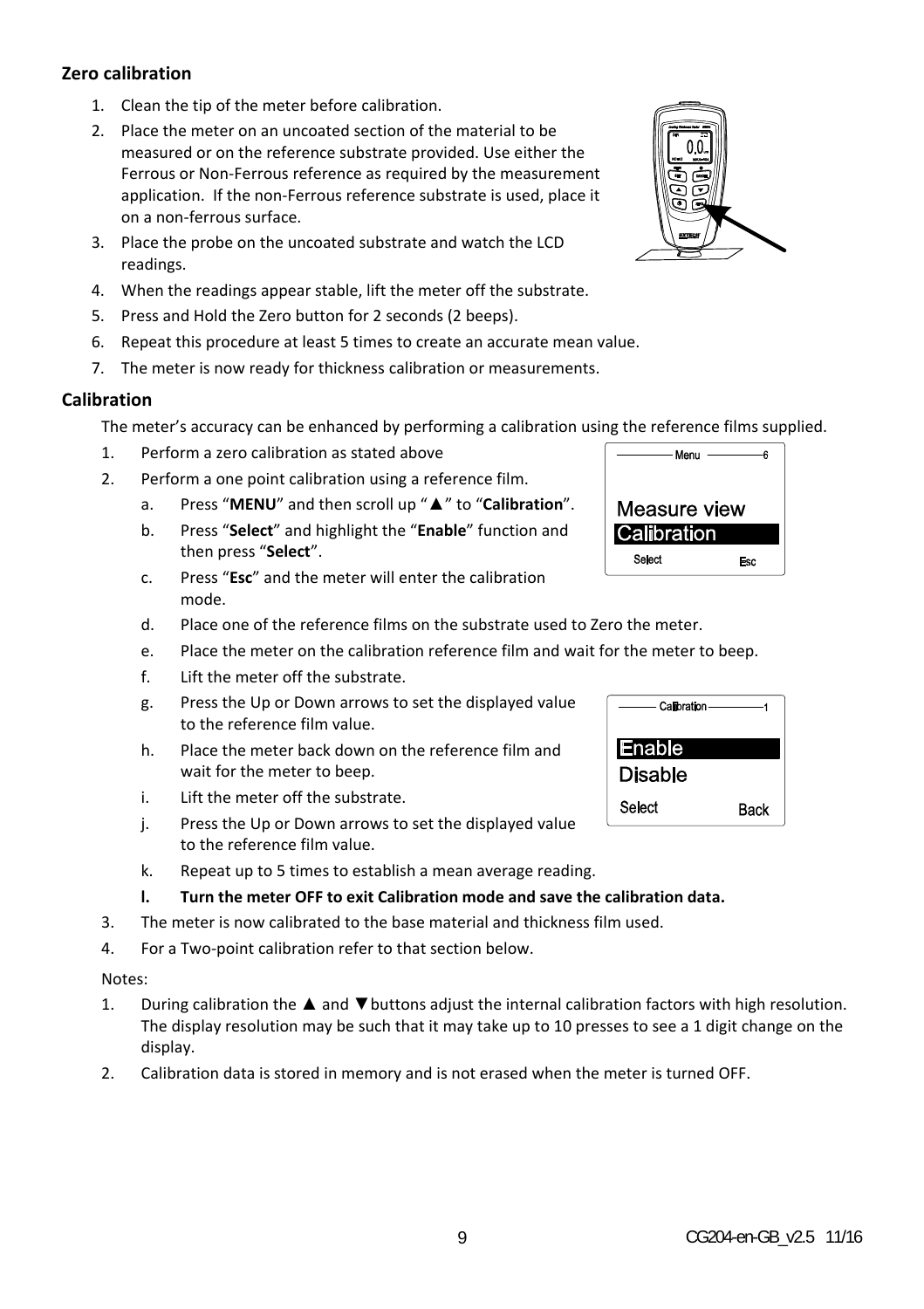## Zero calibration

1. Clean the tip of the meter before calibration.
2. Place the meter on an uncoated section of the material to be measured or on the reference substrate provided. Use either the Ferrous or Non-Ferrous reference as required by the measurement application. If the non-Ferrous reference substrate is used, place it on a non-ferrous surface.
3. Place the probe on the uncoated substrate and watch the LCD readings.
4. When the readings appear stable, lift the meter off the substrate.
5. Press and Hold the Zero button for 2 seconds (2 beeps).
6. Repeat this procedure at least 5 times to create an accurate mean value.
7. The meter is now ready for thickness calibration or measurements.

## Calibration

The meter's accuracy can be enhanced by performing a calibration using the reference films supplied.

1. Perform a zero calibration as stated above
2. Perform a one point calibration using a reference film.
   a. Press "**MENU**" and then scroll up "▲" to "**Calibration**".
   b. Press "**Select**" and highlight the "**Enable**" function and then press "**Select**".
   c. Press "**Esc**" and the meter will enter the calibration mode.
   d. Place one of the reference films on the substrate used to Zero the meter.
   e. Place the meter on the calibration reference film and wait for the meter to beep.
   f. Lift the meter off the substrate.
   g. Press the Up or Down arrows to set the displayed value to the reference film value.
   h. Place the meter back down on the reference film and wait for the meter to beep.
   i. Lift the meter off the substrate.
   j. Press the Up or Down arrows to set the displayed value to the reference film value.
   k. Repeat up to 5 times to establish a mean average reading.
   l. **Turn the meter OFF to exit Calibration mode and save the calibration data.**
3. The meter is now calibrated to the base material and thickness film used.
4. For a Two-point calibration refer to that section below.

Notes:

1. During calibration the ▲ and ▼buttons adjust the internal calibration factors with high resolution. The display resolution may be such that it may take up to 10 presses to see a 1 digit change on the display.
2. Calibration data is stored in memory and is not erased when the meter is turned OFF.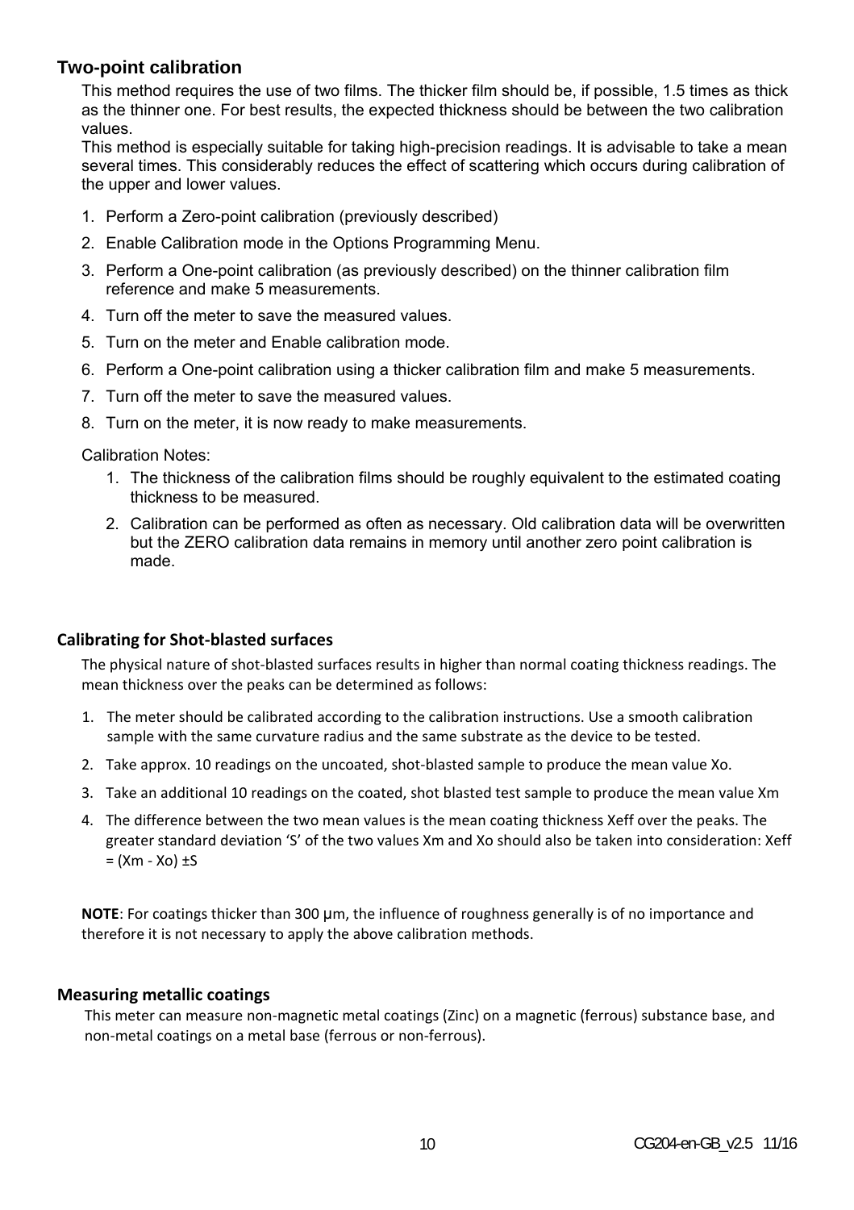## Two-point calibration

This method requires the use of two films. The thicker film should be, if possible, 1.5 times as thick as the thinner one. For best results, the expected thickness should be between the two calibration values.

This method is especially suitable for taking high-precision readings. It is advisable to take a mean several times. This considerably reduces the effect of scattering which occurs during calibration of the upper and lower values.

1. Perform a Zero-point calibration (previously described)
2. Enable Calibration mode in the Options Programming Menu.
3. Perform a One-point calibration (as previously described) on the thinner calibration film reference and make 5 measurements.
4. Turn off the meter to save the measured values.
5. Turn on the meter and Enable calibration mode.
6. Perform a One-point calibration using a thicker calibration film and make 5 measurements.
7. Turn off the meter to save the measured values.
8. Turn on the meter, it is now ready to make measurements.

Calibration Notes:

1. The thickness of the calibration films should be roughly equivalent to the estimated coating thickness to be measured.
2. Calibration can be performed as often as necessary. Old calibration data will be overwritten but the ZERO calibration data remains in memory until another zero point calibration is made.

## Calibrating for Shot-blasted surfaces

The physical nature of shot-blasted surfaces results in higher than normal coating thickness readings. The mean thickness over the peaks can be determined as follows:

1. The meter should be calibrated according to the calibration instructions. Use a smooth calibration sample with the same curvature radius and the same substrate as the device to be tested.
2. Take approx. 10 readings on the uncoated, shot-blasted sample to produce the mean value Xo.
3. Take an additional 10 readings on the coated, shot blasted test sample to produce the mean value Xm
4. The difference between the two mean values is the mean coating thickness Xeff over the peaks. The greater standard deviation 'S' of the two values Xm and Xo should also be taken into consideration: $Xeff = (Xm - Xo) \pm S$

**NOTE**: For coatings thicker than 300 µm, the influence of roughness generally is of no importance and therefore it is not necessary to apply the above calibration methods.

## Measuring metallic coatings

This meter can measure non-magnetic metal coatings (Zinc) on a magnetic (ferrous) substance base, and non-metal coatings on a metal base (ferrous or non-ferrous).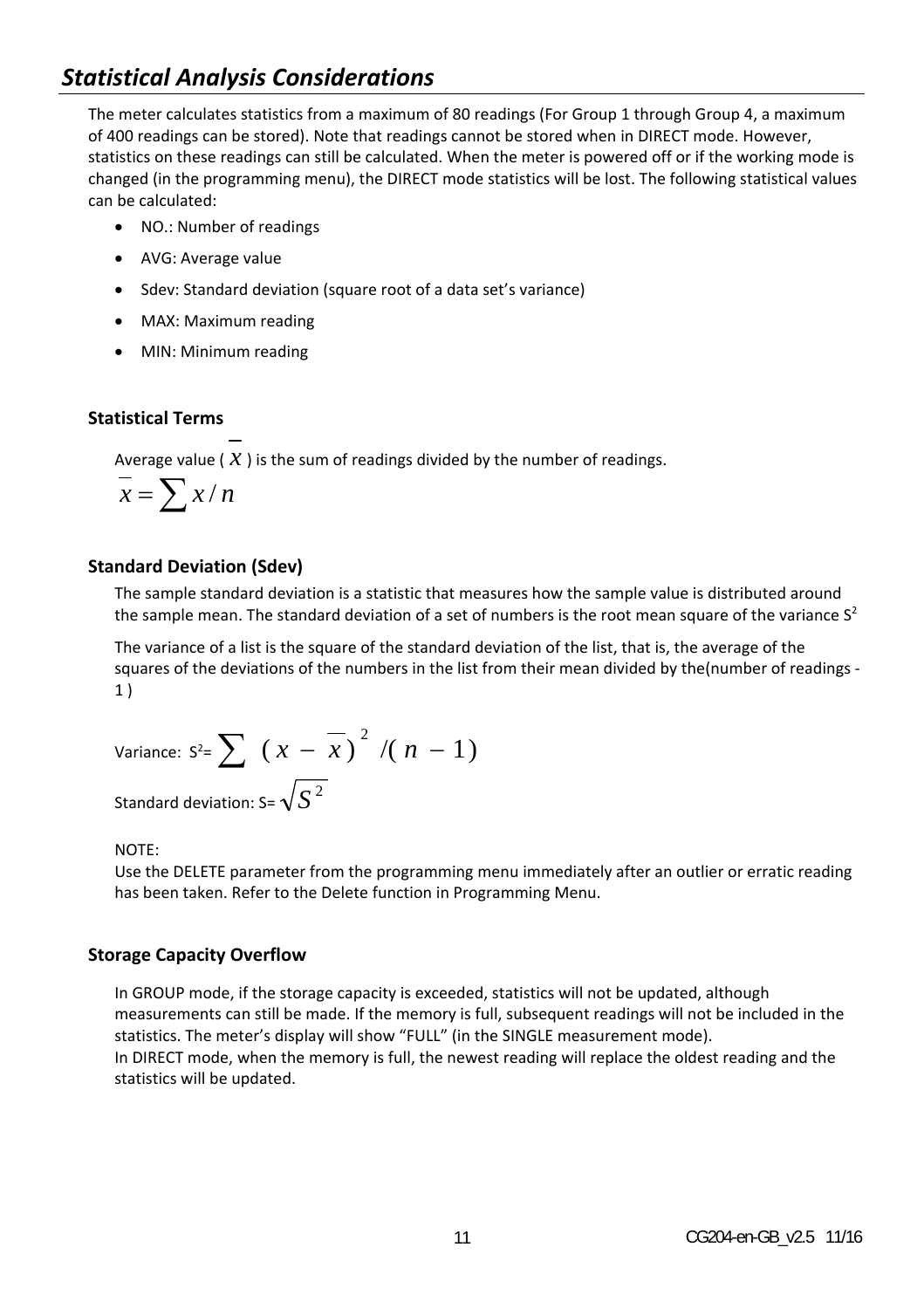# *Statistical Analysis Considerations*

The meter calculates statistics from a maximum of 80 readings (For Group 1 through Group 4, a maximum of 400 readings can be stored). Note that readings cannot be stored when in DIRECT mode. However, statistics on these readings can still be calculated. When the meter is powered off or if the working mode is changed (in the programming menu), the DIRECT mode statistics will be lost. The following statistical values can be calculated:

- NO.: Number of readings
- AVG: Average value
- Sdev: Standard deviation (square root of a data set's variance)
- MAX: Maximum reading
- MIN: Minimum reading

### Statistical Terms

Average value ( $\overline{x}$ ) is the sum of readings divided by the number of readings.

$$\overline{x} = \sum x / n$$

### Standard Deviation (Sdev)

The sample standard deviation is a statistic that measures how the sample value is distributed around the sample mean. The standard deviation of a set of numbers is the root mean square of the variance $S^2$

The variance of a list is the square of the standard deviation of the list, that is, the average of the squares of the deviations of the numbers in the list from their mean divided by the(number of readings - 1 )

Variance: $S^2 = \sum (x - \overline{x})^2 / (n - 1)$

Standard deviation: $S = \sqrt{S^2}$

NOTE:
Use the DELETE parameter from the programming menu immediately after an outlier or erratic reading has been taken. Refer to the Delete function in Programming Menu.

### Storage Capacity Overflow

In GROUP mode, if the storage capacity is exceeded, statistics will not be updated, although measurements can still be made. If the memory is full, subsequent readings will not be included in the statistics. The meter's display will show "FULL" (in the SINGLE measurement mode).
In DIRECT mode, when the memory is full, the newest reading will replace the oldest reading and the statistics will be updated.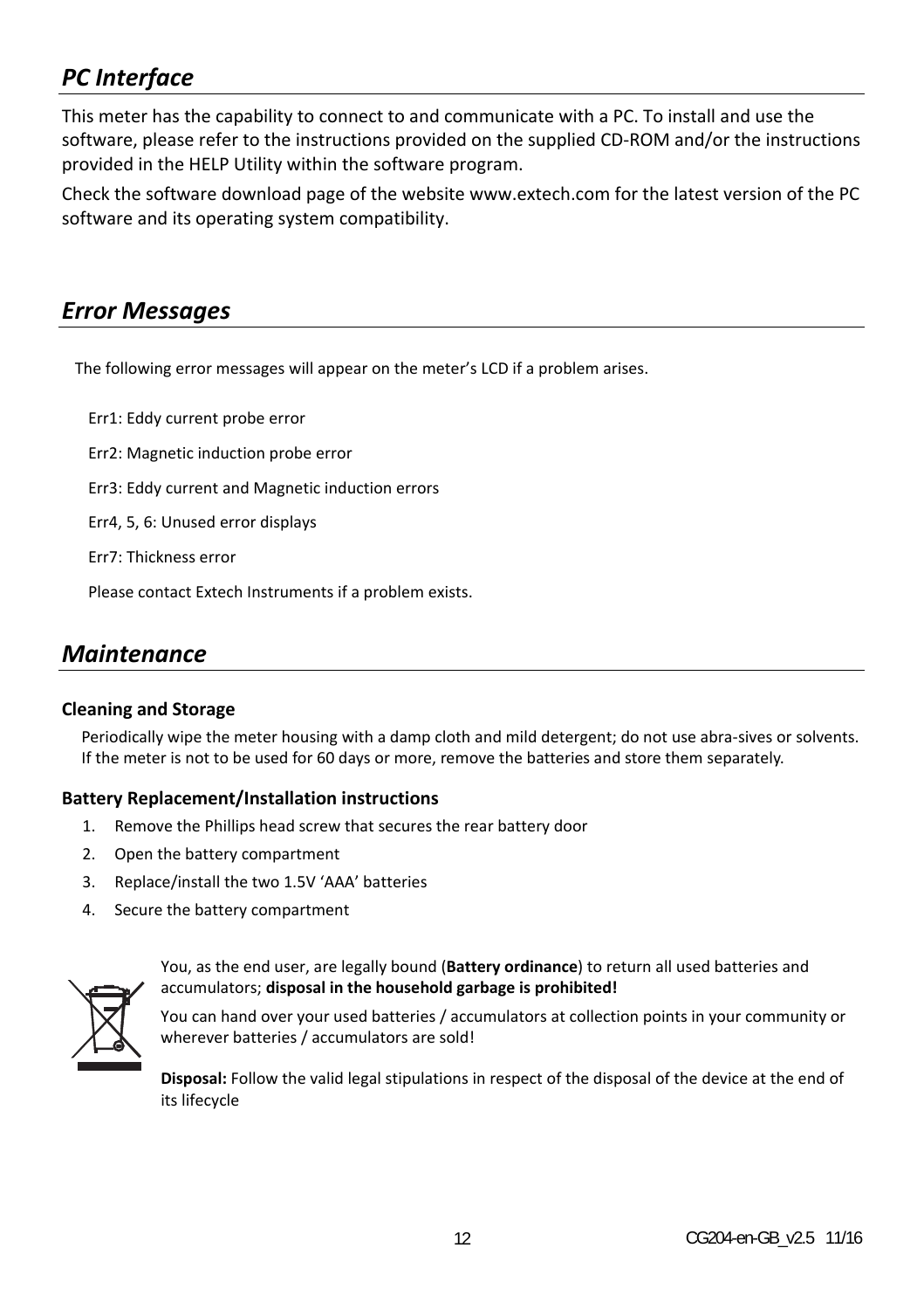## *PC Interface*

This meter has the capability to connect to and communicate with a PC. To install and use the software, please refer to the instructions provided on the supplied CD-ROM and/or the instructions provided in the HELP Utility within the software program.

Check the software download page of the website www.extech.com for the latest version of the PC software and its operating system compatibility.

## *Error Messages*

The following error messages will appear on the meter's LCD if a problem arises.

Err1: Eddy current probe error

Err2: Magnetic induction probe error

Err3: Eddy current and Magnetic induction errors

Err4, 5, 6: Unused error displays

Err7: Thickness error

Please contact Extech Instruments if a problem exists.

## *Maintenance*

### Cleaning and Storage

Periodically wipe the meter housing with a damp cloth and mild detergent; do not use abra-sives or solvents. If the meter is not to be used for 60 days or more, remove the batteries and store them separately.

### Battery Replacement/Installation instructions

1. Remove the Phillips head screw that secures the rear battery door
2. Open the battery compartment
3. Replace/install the two 1.5V 'AAA' batteries
4. Secure the battery compartment

You, as the end user, are legally bound (**Battery ordinance**) to return all used batteries and accumulators; **disposal in the household garbage is prohibited!**

You can hand over your used batteries / accumulators at collection points in your community or wherever batteries / accumulators are sold!

**Disposal:** Follow the valid legal stipulations in respect of the disposal of the device at the end of its lifecycle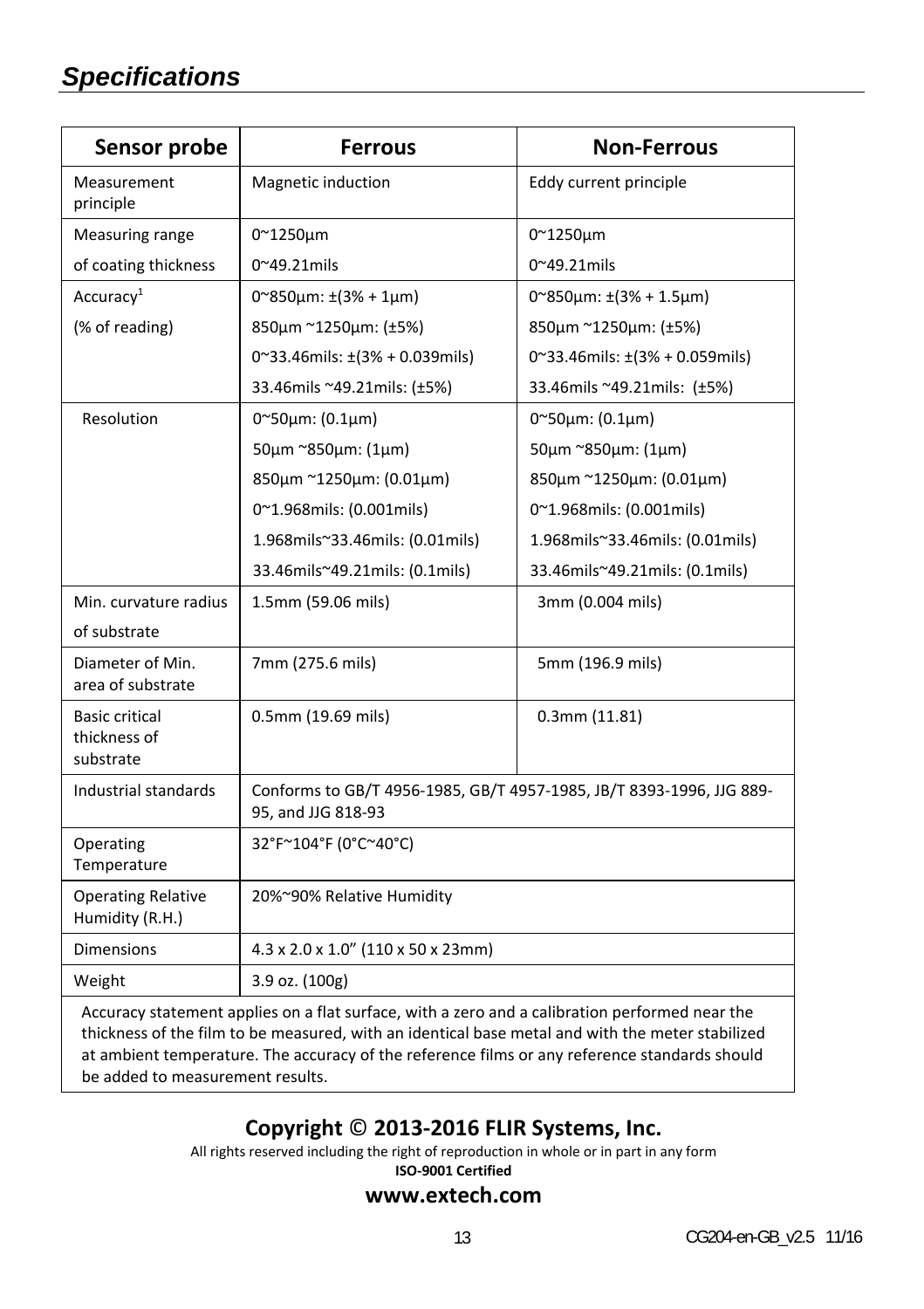## *Specifications*

| Sensor probe | Ferrous | Non-Ferrous |
|---|---|---|
| Measurement principle | Magnetic induction | Eddy current principle |
| Measuring range of coating thickness | 0~1250µm<br>0~49.21mils | 0~1250µm<br>0~49.21mils |
| Accuracy[1] (% of reading) | 0~850µm: ±(3% + 1µm)<br>850µm ~1250µm: (±5%)<br>0~33.46mils: ±(3% + 0.039mils)<br>33.46mils ~49.21mils: (±5%) | 0~850µm: ±(3% + 1.5µm)<br>850µm ~1250µm: (±5%)<br>0~33.46mils: ±(3% + 0.059mils)<br>33.46mils ~49.21mils: (±5%) |
| Resolution | 0~50µm: (0.1µm)<br>50µm ~850µm: (1µm)<br>850µm ~1250µm: (0.01µm)<br>0~1.968mils: (0.001mils)<br>1.968mils~33.46mils: (0.01mils)<br>33.46mils~49.21mils: (0.1mils) | 0~50µm: (0.1µm)<br>50µm ~850µm: (1µm)<br>850µm ~1250µm: (0.01µm)<br>0~1.968mils: (0.001mils)<br>1.968mils~33.46mils: (0.01mils)<br>33.46mils~49.21mils: (0.1mils) |
| Min. curvature radius of substrate | 1.5mm (59.06 mils) | 3mm (0.004 mils) |
| Diameter of Min. area of substrate | 7mm (275.6 mils) | 5mm (196.9 mils) |
| Basic critical thickness of substrate | 0.5mm (19.69 mils) | 0.3mm (11.81) |
| Industrial standards | Conforms to GB/T 4956-1985, GB/T 4957-1985, JB/T 8393-1996, JJG 889-95, and JJG 818-93 | |
| Operating Temperature | 32°F~104°F (0°C~40°C) | |
| Operating Relative Humidity (R.H.) | 20%~90% Relative Humidity | |
| Dimensions | 4.3 x 2.0 x 1.0" (110 x 50 x 23mm) | |
| Weight | 3.9 oz. (100g) | |

Accuracy statement applies on a flat surface, with a zero and a calibration performed near the thickness of the film to be measured, with an identical base metal and with the meter stabilized at ambient temperature. The accuracy of the reference films or any reference standards should be added to measurement results.

**Copyright © 2013-2016 FLIR Systems, Inc.**

All rights reserved including the right of reproduction in whole or in part in any form

**ISO-9001 Certified**

**www.extech.com**

CG204-en-GB_v2.5 11/16